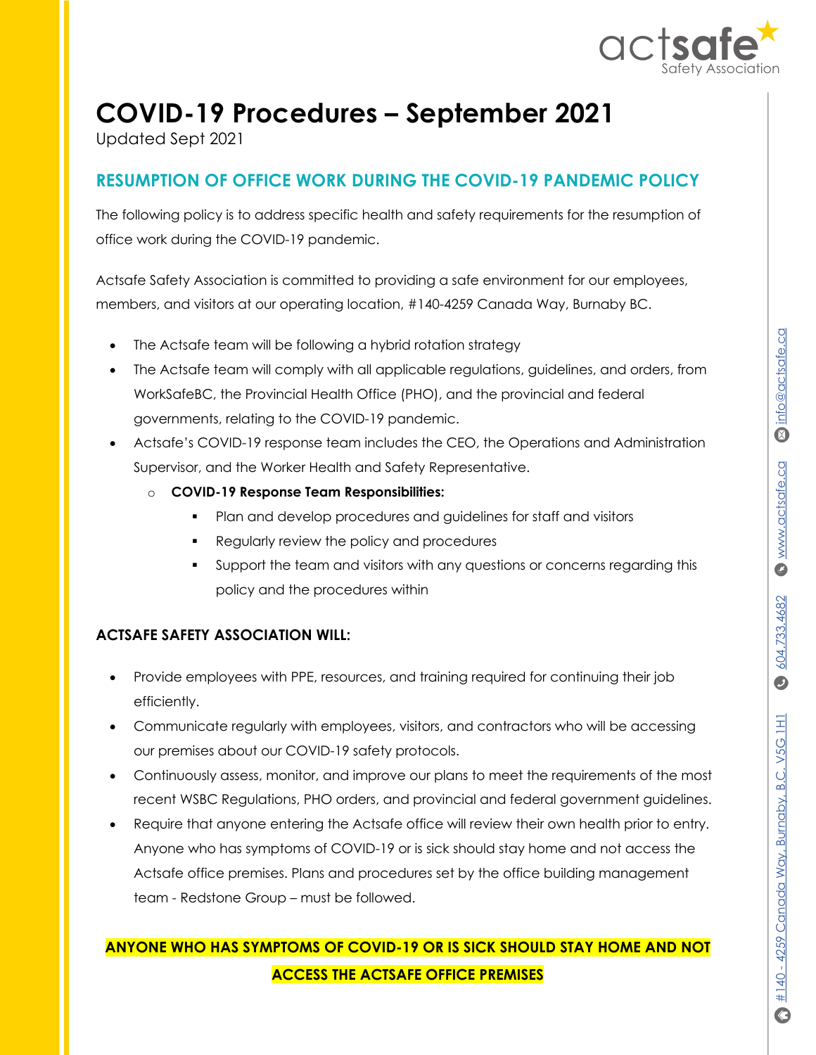# COVID-19 Procedures – September 2021

Updated Sept 2021

## RESUMPTION OF OFFICE WORK DURING THE COVID-19 PANDEMIC POLICY

The following policy is to address specific health and safety requirements for the resumption of office work during the COVID-19 pandemic.

Actsafe Safety Association is committed to providing a safe environment for our employees, members, and visitors at our operating location, #140-4259 Canada Way, Burnaby BC.

- The Actsafe team will be following a hybrid rotation strategy
- The Actsafe team will comply with all applicable regulations, guidelines, and orders, from WorkSafeBC, the Provincial Health Office (PHO), and the provincial and federal governments, relating to the COVID-19 pandemic.
- Actsafe's COVID-19 response team includes the CEO, the Operations and Administration Supervisor, and the Worker Health and Safety Representative.
  - **COVID-19 Response Team Responsibilities:**
    - Plan and develop procedures and guidelines for staff and visitors
    - Regularly review the policy and procedures
    - Support the team and visitors with any questions or concerns regarding this policy and the procedures within

### ACTSAFE SAFETY ASSOCIATION WILL:

- Provide employees with PPE, resources, and training required for continuing their job efficiently.
- Communicate regularly with employees, visitors, and contractors who will be accessing our premises about our COVID-19 safety protocols.
- Continuously assess, monitor, and improve our plans to meet the requirements of the most recent WSBC Regulations, PHO orders, and provincial and federal government guidelines.
- Require that anyone entering the Actsafe office will review their own health prior to entry. Anyone who has symptoms of COVID-19 or is sick should stay home and not access the Actsafe office premises. Plans and procedures set by the office building management team - Redstone Group – must be followed.

**ANYONE WHO HAS SYMPTOMS OF COVID-19 OR IS SICK SHOULD STAY HOME AND NOT ACCESS THE ACTSAFE OFFICE PREMISES**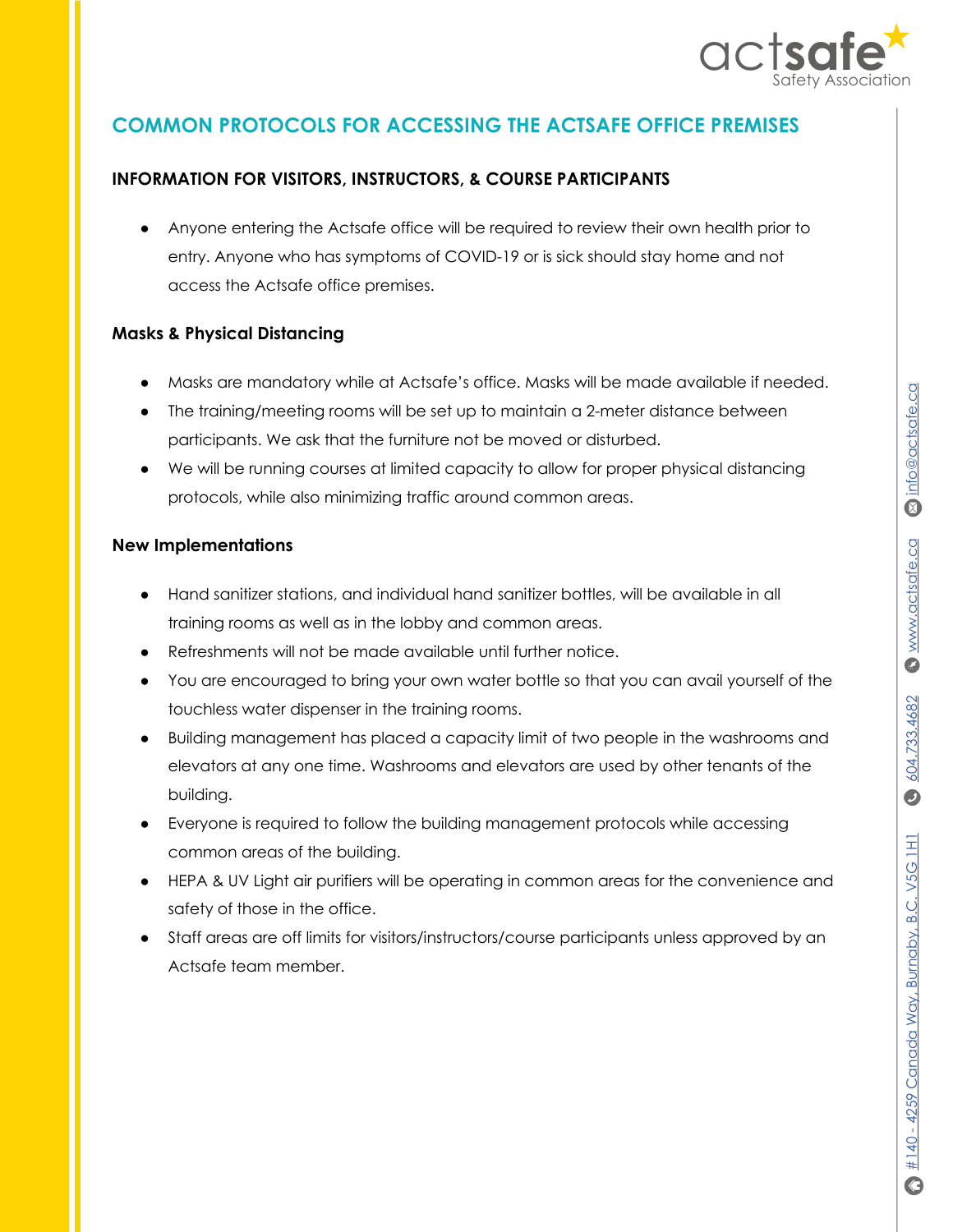## COMMON PROTOCOLS FOR ACCESSING THE ACTSAFE OFFICE PREMISES

### INFORMATION FOR VISITORS, INSTRUCTORS, & COURSE PARTICIPANTS

- Anyone entering the Actsafe office will be required to review their own health prior to entry. Anyone who has symptoms of COVID-19 or is sick should stay home and not access the Actsafe office premises.

### Masks & Physical Distancing

- Masks are mandatory while at Actsafe's office. Masks will be made available if needed.
- The training/meeting rooms will be set up to maintain a 2-meter distance between participants. We ask that the furniture not be moved or disturbed.
- We will be running courses at limited capacity to allow for proper physical distancing protocols, while also minimizing traffic around common areas.

### New Implementations

- Hand sanitizer stations, and individual hand sanitizer bottles, will be available in all training rooms as well as in the lobby and common areas.
- Refreshments will not be made available until further notice.
- You are encouraged to bring your own water bottle so that you can avail yourself of the touchless water dispenser in the training rooms.
- Building management has placed a capacity limit of two people in the washrooms and elevators at any one time. Washrooms and elevators are used by other tenants of the building.
- Everyone is required to follow the building management protocols while accessing common areas of the building.
- HEPA & UV Light air purifiers will be operating in common areas for the convenience and safety of those in the office.
- Staff areas are off limits for visitors/instructors/course participants unless approved by an Actsafe team member.